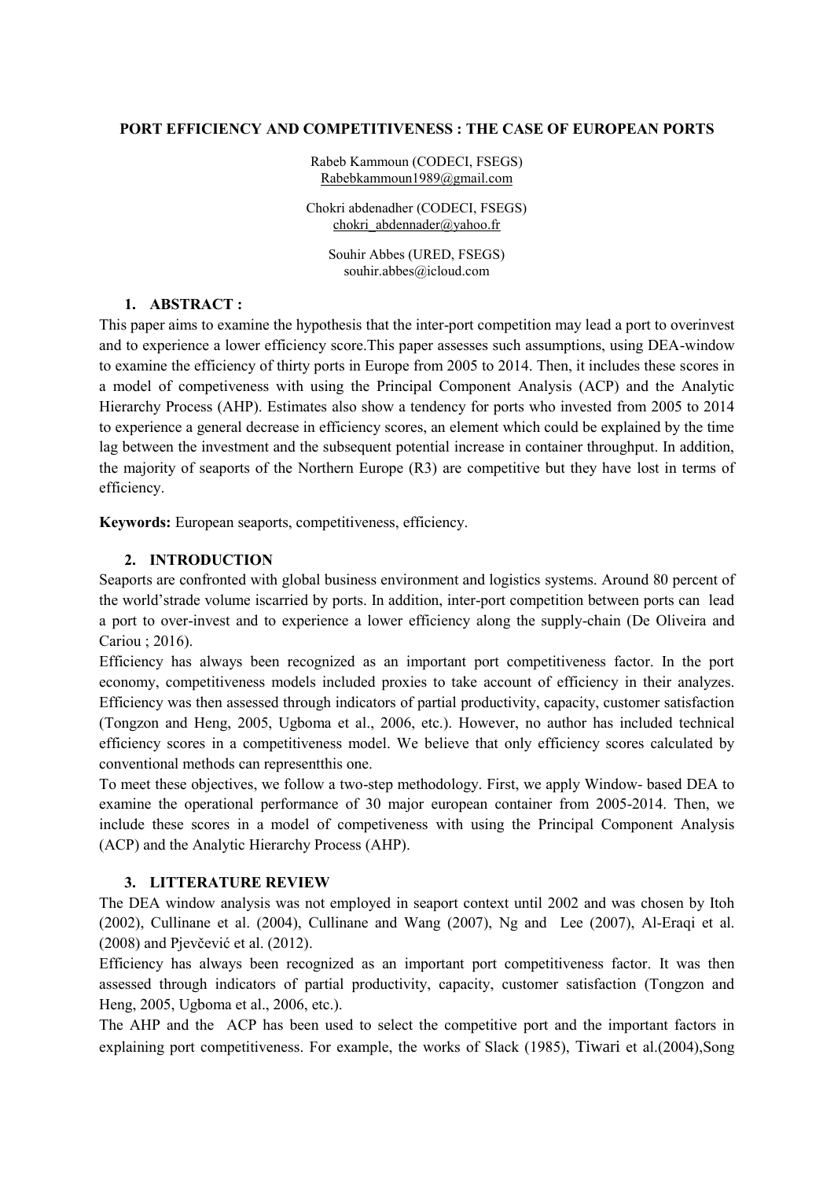# PORT EFFICIENCY AND COMPETITIVENESS : THE CASE OF EUROPEAN PORTS

Rabeb Kammoun (CODECI, FSEGS)
Rabebkammoun1989@gmail.com

Chokri abdenadher (CODECI, FSEGS)
chokri_abdennader@yahoo.fr

Souhir Abbes (URED, FSEGS)
souhir.abbes@icloud.com

## 1. ABSTRACT :

This paper aims to examine the hypothesis that the inter-port competition may lead a port to overinvest and to experience a lower efficiency score.This paper assesses such assumptions, using DEA-window to examine the efficiency of thirty ports in Europe from 2005 to 2014. Then, it includes these scores in a model of competiveness with using the Principal Component Analysis (ACP) and the Analytic Hierarchy Process (AHP). Estimates also show a tendency for ports who invested from 2005 to 2014 to experience a general decrease in efficiency scores, an element which could be explained by the time lag between the investment and the subsequent potential increase in container throughput. In addition, the majority of seaports of the Northern Europe (R3) are competitive but they have lost in terms of efficiency.

**Keywords:** European seaports, competitiveness, efficiency.

## 2. INTRODUCTION

Seaports are confronted with global business environment and logistics systems. Around 80 percent of the world'strade volume iscarried by ports. In addition, inter-port competition between ports can lead a port to over-invest and to experience a lower efficiency along the supply-chain (De Oliveira and Cariou ; 2016).

Efficiency has always been recognized as an important port competitiveness factor. In the port economy, competitiveness models included proxies to take account of efficiency in their analyzes. Efficiency was then assessed through indicators of partial productivity, capacity, customer satisfaction (Tongzon and Heng, 2005, Ugboma et al., 2006, etc.). However, no author has included technical efficiency scores in a competitiveness model. We believe that only efficiency scores calculated by conventional methods can representthis one.

To meet these objectives, we follow a two-step methodology. First, we apply Window- based DEA to examine the operational performance of 30 major european container from 2005-2014. Then, we include these scores in a model of competiveness with using the Principal Component Analysis (ACP) and the Analytic Hierarchy Process (AHP).

## 3. LITTERATURE REVIEW

The DEA window analysis was not employed in seaport context until 2002 and was chosen by Itoh (2002), Cullinane et al. (2004), Cullinane and Wang (2007), Ng and Lee (2007), Al-Eraqi et al. (2008) and Pjevčević et al. (2012).

Efficiency has always been recognized as an important port competitiveness factor. It was then assessed through indicators of partial productivity, capacity, customer satisfaction (Tongzon and Heng, 2005, Ugboma et al., 2006, etc.).

The AHP and the ACP has been used to select the competitive port and the important factors in explaining port competitiveness. For example, the works of Slack (1985), Tiwari et al.(2004),Song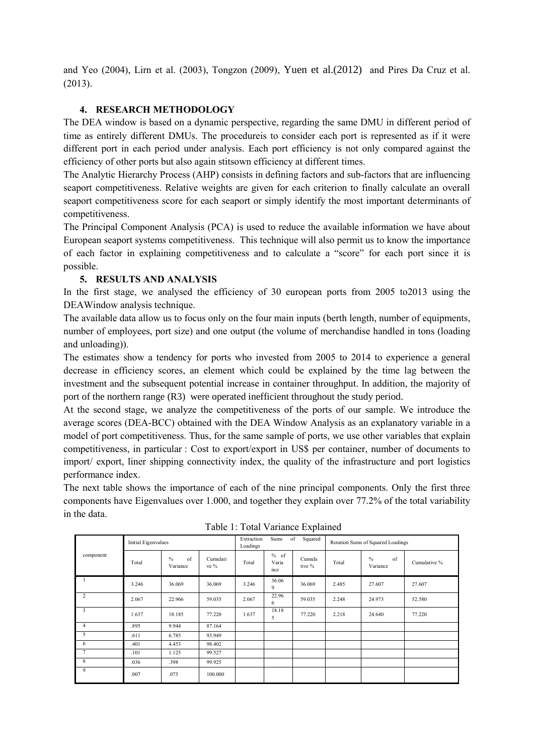and Yeo (2004), Lirn et al. (2003), Tongzon (2009), Yuen et al.(2012) and Pires Da Cruz et al. (2013).

## 4. RESEARCH METHODOLOGY

The DEA window is based on a dynamic perspective, regarding the same DMU in different period of time as entirely different DMUs. The procedureis to consider each port is represented as if it were different port in each period under analysis. Each port efficiency is not only compared against the efficiency of other ports but also again stitsown efficiency at different times.

The Analytic Hierarchy Process (AHP) consists in defining factors and sub-factors that are influencing seaport competitiveness. Relative weights are given for each criterion to finally calculate an overall seaport competitiveness score for each seaport or simply identify the most important determinants of competitiveness.

The Principal Component Analysis (PCA) is used to reduce the available information we have about European seaport systems competitiveness. This technique will also permit us to know the importance of each factor in explaining competitiveness and to calculate a "score" for each port since it is possible.

## 5. RESULTS AND ANALYSIS

In the first stage, we analysed the efficiency of 30 european ports from 2005 to2013 using the DEAWindow analysis technique.

The available data allow us to focus only on the four main inputs (berth length, number of equipments, number of employees, port size) and one output (the volume of merchandise handled in tons (loading and unloading)).

The estimates show a tendency for ports who invested from 2005 to 2014 to experience a general decrease in efficiency scores, an element which could be explained by the time lag between the investment and the subsequent potential increase in container throughput. In addition, the majority of port of the northern range (R3) were operated inefficient throughout the study period.

At the second stage, we analyze the competitiveness of the ports of our sample. We introduce the average scores (DEA-BCC) obtained with the DEA Window Analysis as an explanatory variable in a model of port competitiveness. Thus, for the same sample of ports, we use other variables that explain competitiveness, in particular : Cost to export/export in US$ per container, number of documents to import/ export, liner shipping connectivity index, the quality of the infrastructure and port logistics performance index.

The next table shows the importance of each of the nine principal components. Only the first three components have Eigenvalues over 1.000, and together they explain over 77.2% of the total variability in the data.

Table 1: Total Variance Explained

| component | Initial Eigenvalues | | | Extraction Sums of Squared Loadings | | | Rotation Sums of Squared Loadings | | |
|---|---|---|---|---|---|---|---|---|---|
| | Total | % of Variance | Cumulative % | Total | % of Variance | Cumulative % | Total | % of Variance | Cumulative % |
| 1 | 3.246 | 36.069 | 36.069 | 3.246 | 36.069 | 36.069 | 2.485 | 27.607 | 27.607 |
| 2 | 2.067 | 22.966 | 59.035 | 2.067 | 22.966 | 59.035 | 2.248 | 24.973 | 52.580 |
| 3 | 1.637 | 18.185 | 77.220 | 1.637 | 18.185 | 77.220 | 2.218 | 24.640 | 77.220 |
| 4 | .895 | 9.944 | 87.164 | | | | | | |
| 5 | .611 | 6.785 | 93.949 | | | | | | |
| 6 | .401 | 4.453 | 98.402 | | | | | | |
| 7 | .101 | 1.125 | 99.527 | | | | | | |
| 8 | .036 | .398 | 99.925 | | | | | | |
| 9 | .007 | .075 | 100.000 | | | | | | |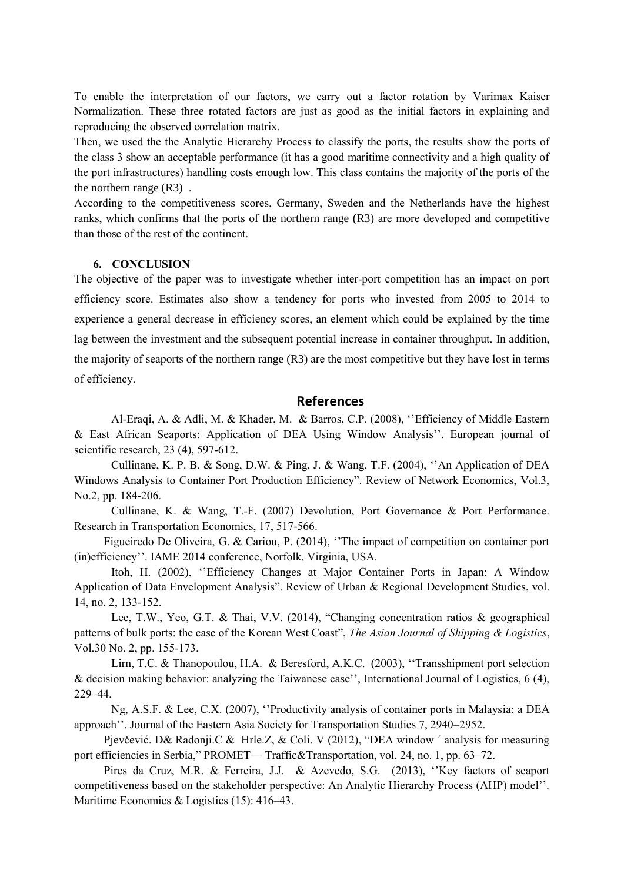To enable the interpretation of our factors, we carry out a factor rotation by Varimax Kaiser Normalization. These three rotated factors are just as good as the initial factors in explaining and reproducing the observed correlation matrix.

Then, we used the the Analytic Hierarchy Process to classify the ports, the results show the ports of the class 3 show an acceptable performance (it has a good maritime connectivity and a high quality of the port infrastructures) handling costs enough low. This class contains the majority of the ports of the the northern range (R3) .

According to the competitiveness scores, Germany, Sweden and the Netherlands have the highest ranks, which confirms that the ports of the northern range (R3) are more developed and competitive than those of the rest of the continent.

## 6. CONCLUSION

The objective of the paper was to investigate whether inter-port competition has an impact on port efficiency score. Estimates also show a tendency for ports who invested from 2005 to 2014 to experience a general decrease in efficiency scores, an element which could be explained by the time lag between the investment and the subsequent potential increase in container throughput. In addition, the majority of seaports of the northern range (R3) are the most competitive but they have lost in terms of efficiency.

## References

Al-Eraqi, A. & Adli, M. & Khader, M. & Barros, C.P. (2008), ''Efficiency of Middle Eastern & East African Seaports: Application of DEA Using Window Analysis''. European journal of scientific research, 23 (4), 597-612.

Cullinane, K. P. B. & Song, D.W. & Ping, J. & Wang, T.F. (2004), ''An Application of DEA Windows Analysis to Container Port Production Efficiency". Review of Network Economics, Vol.3, No.2, pp. 184-206.

Cullinane, K. & Wang, T.-F. (2007) Devolution, Port Governance & Port Performance. Research in Transportation Economics, 17, 517-566.

Figueiredo De Oliveira, G. & Cariou, P. (2014), ''The impact of competition on container port (in)efficiency''. IAME 2014 conference, Norfolk, Virginia, USA.

Itoh, H. (2002), ''Efficiency Changes at Major Container Ports in Japan: A Window Application of Data Envelopment Analysis". Review of Urban & Regional Development Studies, vol. 14, no. 2, 133-152.

Lee, T.W., Yeo, G.T. & Thai, V.V. (2014), "Changing concentration ratios & geographical patterns of bulk ports: the case of the Korean West Coast", *The Asian Journal of Shipping & Logistics*, Vol.30 No. 2, pp. 155-173.

Lirn, T.C. & Thanopoulou, H.A. & Beresford, A.K.C. (2003), ''Transshipment port selection & decision making behavior: analyzing the Taiwanese case'', International Journal of Logistics, 6 (4), 229–44.

Ng, A.S.F. & Lee, C.X. (2007), ''Productivity analysis of container ports in Malaysia: a DEA approach''. Journal of the Eastern Asia Society for Transportation Studies 7, 2940–2952.

Pjevčević. D& Radonji.C & Hrle.Z, & Coli. V (2012), "DEA window ´ analysis for measuring port efficiencies in Serbia," PROMET— Traffic&Transportation, vol. 24, no. 1, pp. 63–72.

Pires da Cruz, M.R. & Ferreira, J.J. & Azevedo, S.G. (2013), ''Key factors of seaport competitiveness based on the stakeholder perspective: An Analytic Hierarchy Process (AHP) model''. Maritime Economics & Logistics (15): 416–43.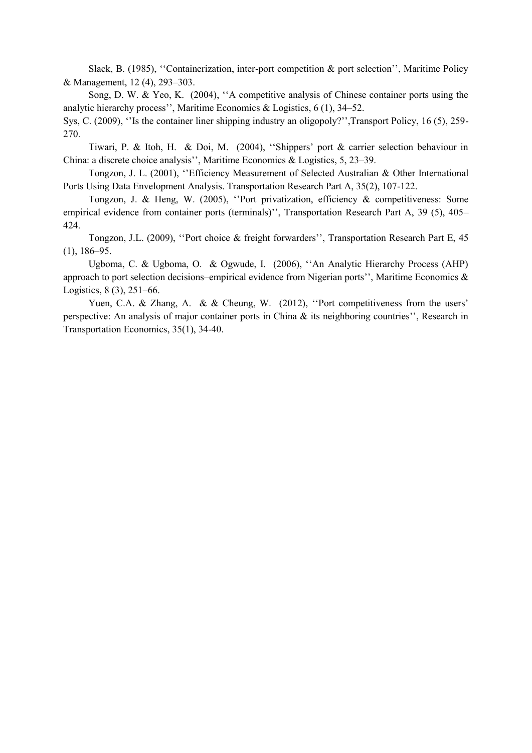Slack, B. (1985), ‘‘Containerization, inter-port competition & port selection’’, Maritime Policy & Management, 12 (4), 293–303.

Song, D. W. & Yeo, K. (2004), ‘‘A competitive analysis of Chinese container ports using the analytic hierarchy process’’, Maritime Economics & Logistics, 6 (1), 34–52.

Sys, C. (2009), ‘’Is the container liner shipping industry an oligopoly?’’,Transport Policy, 16 (5), 259-270.

Tiwari, P. & Itoh, H. & Doi, M. (2004), ‘‘Shippers’ port & carrier selection behaviour in China: a discrete choice analysis’’, Maritime Economics & Logistics, 5, 23–39.

Tongzon, J. L. (2001), ‘’Efficiency Measurement of Selected Australian & Other International Ports Using Data Envelopment Analysis. Transportation Research Part A, 35(2), 107-122.

Tongzon, J. & Heng, W. (2005), ‘’Port privatization, efficiency & competitiveness: Some empirical evidence from container ports (terminals)’’, Transportation Research Part A, 39 (5), 405–424.

Tongzon, J.L. (2009), ‘‘Port choice & freight forwarders’’, Transportation Research Part E, 45 (1), 186–95.

Ugboma, C. & Ugboma, O. & Ogwude, I. (2006), ‘‘An Analytic Hierarchy Process (AHP) approach to port selection decisions–empirical evidence from Nigerian ports’’, Maritime Economics & Logistics, 8 (3), 251–66.

Yuen, C.A. & Zhang, A. & & Cheung, W. (2012), ‘‘Port competitiveness from the users’ perspective: An analysis of major container ports in China & its neighboring countries’’, Research in Transportation Economics, 35(1), 34-40.